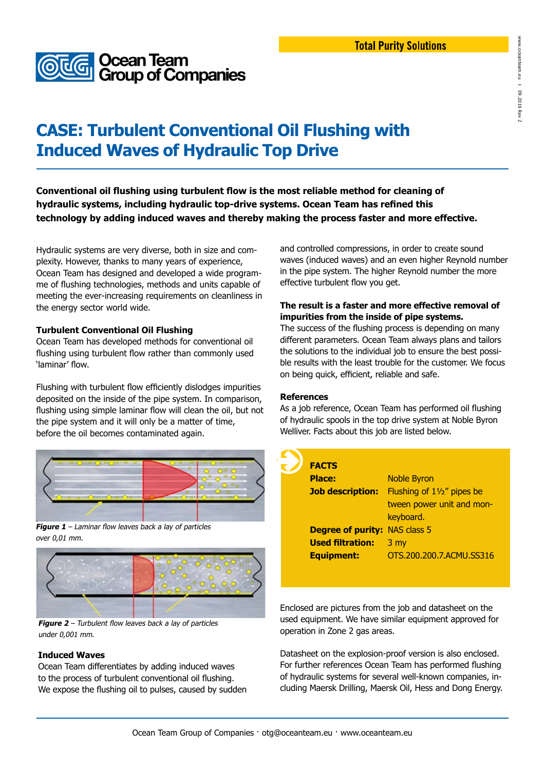Total Purity Solutions

Ocean Team Group of Companies

# CASE: Turbulent Conventional Oil Flushing with Induced Waves of Hydraulic Top Drive

**Conventional oil flushing using turbulent flow is the most reliable method for cleaning of hydraulic systems, including hydraulic top-drive systems. Ocean Team has refined this technology by adding induced waves and thereby making the process faster and more effective.**

Hydraulic systems are very diverse, both in size and complexity. However, thanks to many years of experience, Ocean Team has designed and developed a wide programme of flushing technologies, methods and units capable of meeting the ever-increasing requirements on cleanliness in the energy sector world wide.

### Turbulent Conventional Oil Flushing

Ocean Team has developed methods for conventional oil flushing using turbulent flow rather than commonly used 'laminar' flow.

Flushing with turbulent flow efficiently dislodges impurities deposited on the inside of the pipe system. In comparison, flushing using simple laminar flow will clean the oil, but not the pipe system and it will only be a matter of time, before the oil becomes contaminated again.

***Figure 1*** *– Laminar flow leaves back a lay of particles over 0,01 mm.*

***Figure 2*** *– Turbulent flow leaves back a lay of particles under 0,001 mm.*

### Induced Waves

Ocean Team differentiates by adding induced waves to the process of turbulent conventional oil flushing. We expose the flushing oil to pulses, caused by sudden and controlled compressions, in order to create sound waves (induced waves) and an even higher Reynold number in the pipe system. The higher Reynold number the more effective turbulent flow you get.

**The result is a faster and more effective removal of impurities from the inside of pipe systems.**

The success of the flushing process is depending on many different parameters. Ocean Team always plans and tailors the solutions to the individual job to ensure the best possible results with the least trouble for the customer. We focus on being quick, efficient, reliable and safe.

### References

As a job reference, Ocean Team has performed oil flushing of hydraulic spools in the top drive system at Noble Byron Welliver. Facts about this job are listed below.

**FACTS**

| | |
|---|---|
| **Place:** | Noble Byron |
| **Job description:** | Flushing of 1½" pipes between power unit and mon-keyboard. |
| **Degree of purity:** | NAS class 5 |
| **Used filtration:** | 3 my |
| **Equipment:** | OTS.200.200.7.ACMU.SS316 |

Enclosed are pictures from the job and datasheet on the used equipment. We have similar equipment approved for operation in Zone 2 gas areas.

Datasheet on the explosion-proof version is also enclosed. For further references Ocean Team has performed flushing of hydraulic systems for several well-known companies, including Maersk Drilling, Maersk Oil, Hess and Dong Energy.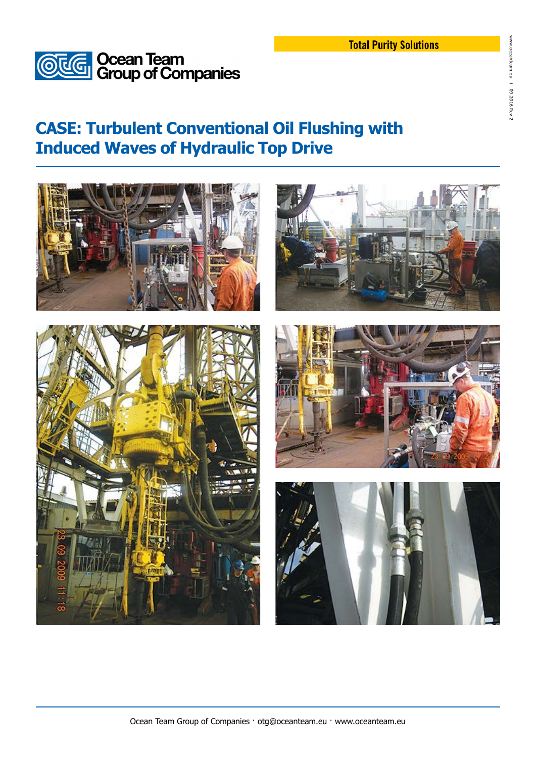Total Purity Solutions

Ocean Team
Group of Companies

# CASE: Turbulent Conventional Oil Flushing with Induced Waves of Hydraulic Top Drive

Ocean Team Group of Companies · otg@oceanteam.eu · www.oceanteam.eu